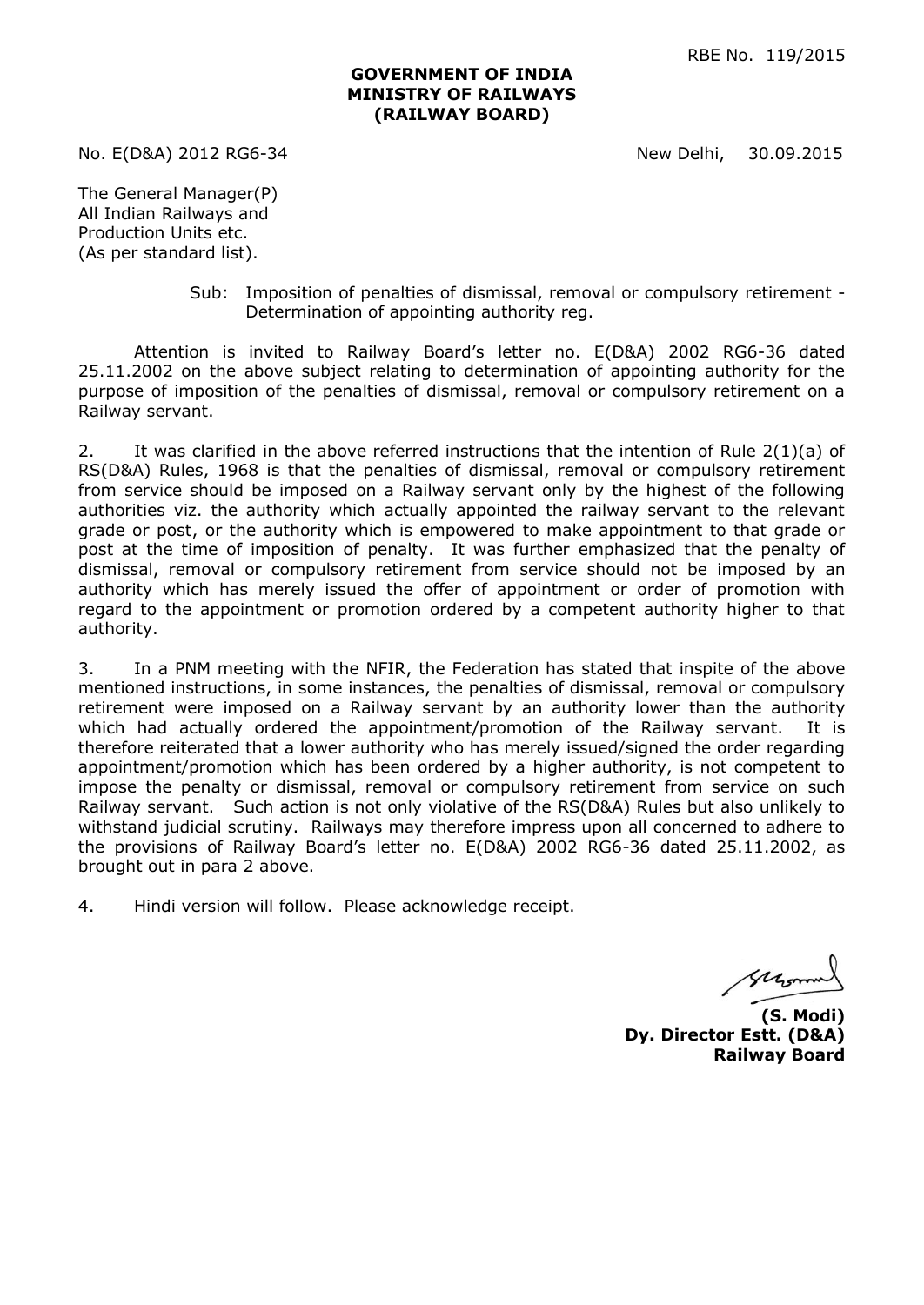RBE No. 119/2015

**GOVERNMENT OF INDIA**
**MINISTRY OF RAILWAYS**
**(RAILWAY BOARD)**

No. E(D&A) 2012 RG6-34 New Delhi, 30.09.2015

The General Manager(P)
All Indian Railways and
Production Units etc.
(As per standard list).

Sub: Imposition of penalties of dismissal, removal or compulsory retirement - Determination of appointing authority reg.

Attention is invited to Railway Board's letter no. E(D&A) 2002 RG6-36 dated 25.11.2002 on the above subject relating to determination of appointing authority for the purpose of imposition of the penalties of dismissal, removal or compulsory retirement on a Railway servant.

2. It was clarified in the above referred instructions that the intention of Rule 2(1)(a) of RS(D&A) Rules, 1968 is that the penalties of dismissal, removal or compulsory retirement from service should be imposed on a Railway servant only by the highest of the following authorities viz. the authority which actually appointed the railway servant to the relevant grade or post, or the authority which is empowered to make appointment to that grade or post at the time of imposition of penalty. It was further emphasized that the penalty of dismissal, removal or compulsory retirement from service should not be imposed by an authority which has merely issued the offer of appointment or order of promotion with regard to the appointment or promotion ordered by a competent authority higher to that authority.

3. In a PNM meeting with the NFIR, the Federation has stated that inspite of the above mentioned instructions, in some instances, the penalties of dismissal, removal or compulsory retirement were imposed on a Railway servant by an authority lower than the authority which had actually ordered the appointment/promotion of the Railway servant. It is therefore reiterated that a lower authority who has merely issued/signed the order regarding appointment/promotion which has been ordered by a higher authority, is not competent to impose the penalty or dismissal, removal or compulsory retirement from service on such Railway servant. Such action is not only violative of the RS(D&A) Rules but also unlikely to withstand judicial scrutiny. Railways may therefore impress upon all concerned to adhere to the provisions of Railway Board's letter no. E(D&A) 2002 RG6-36 dated 25.11.2002, as brought out in para 2 above.

4. Hindi version will follow. Please acknowledge receipt.

**(S. Modi)**
**Dy. Director Estt. (D&A)**
**Railway Board**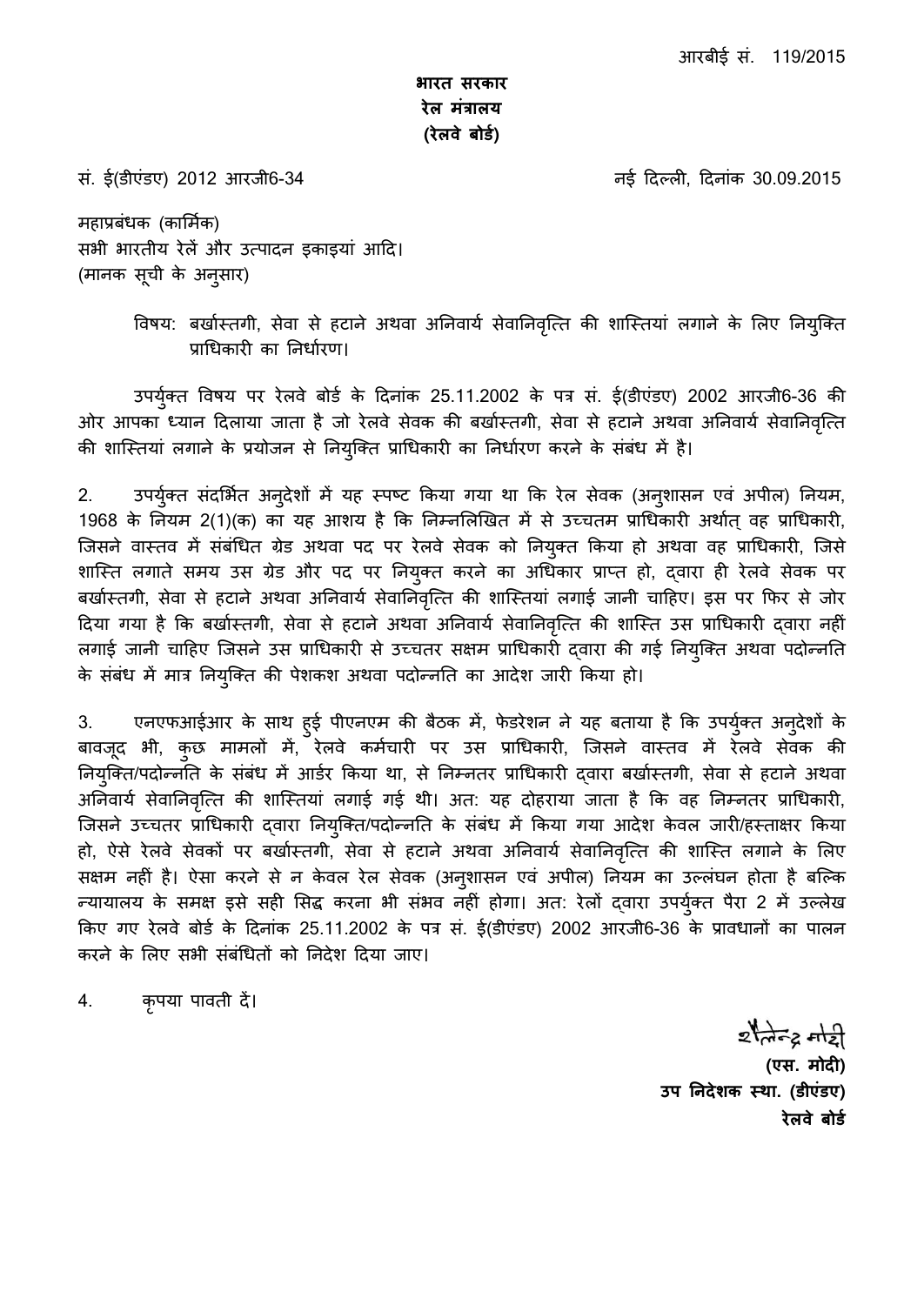आरबीई सं. 119/2015

**भारत सरकार**
**रेल मंत्रालय**
**(रेलवे बोर्ड)**

सं. ई(डीएंडए) 2012 आरजी6-34 नई दिल्ली, दिनांक 30.09.2015

महाप्रबंधक (कार्मिक)
सभी भारतीय रेलें और उत्पादन इकाइयां आदि।
(मानक सूची के अनुसार)

विषय: बर्खास्तगी, सेवा से हटाने अथवा अनिवार्य सेवानिवृत्ति की शास्तियां लगाने के लिए नियुक्ति प्राधिकारी का निर्धारण।

उपर्युक्त विषय पर रेलवे बोर्ड के दिनांक 25.11.2002 के पत्र सं. ई(डीएंडए) 2002 आरजी6-36 की ओर आपका ध्यान दिलाया जाता है जो रेलवे सेवक की बर्खास्तगी, सेवा से हटाने अथवा अनिवार्य सेवानिवृत्ति की शास्तियां लगाने के प्रयोजन से नियुक्ति प्राधिकारी का निर्धारण करने के संबंध में है।

2. उपर्युक्त संदर्भित अनुदेशों में यह स्पष्ट किया गया था कि रेल सेवक (अनुशासन एवं अपील) नियम, 1968 के नियम 2(1)(क) का यह आशय है कि निम्नलिखित में से उच्चतम प्राधिकारी अर्थात् वह प्राधिकारी, जिसने वास्तव में संबंधित ग्रेड अथवा पद पर रेलवे सेवक को नियुक्त किया हो अथवा वह प्राधिकारी, जिसे शास्ति लगाते समय उस ग्रेड और पद पर नियुक्त करने का अधिकार प्राप्त हो, द्वारा ही रेलवे सेवक पर बर्खास्तगी, सेवा से हटाने अथवा अनिवार्य सेवानिवृत्ति की शास्तियां लगाई जानी चाहिए। इस पर फिर से जोर दिया गया है कि बर्खास्तगी, सेवा से हटाने अथवा अनिवार्य सेवानिवृत्ति की शास्ति उस प्राधिकारी द्वारा नहीं लगाई जानी चाहिए जिसने उस प्राधिकारी से उच्चतर सक्षम प्राधिकारी द्वारा की गई नियुक्ति अथवा पदोन्नति के संबंध में मात्र नियुक्ति की पेशकश अथवा पदोन्नति का आदेश जारी किया हो।

3. एनएफआईआर के साथ हुई पीएनएम की बैठक में, फेडरेशन ने यह बताया है कि उपर्युक्त अनुदेशों के बावजूद भी, कुछ मामलों में, रेलवे कर्मचारी पर उस प्राधिकारी, जिसने वास्तव में रेलवे सेवक की नियुक्ति/पदोन्नति के संबंध में आर्डर किया था, से निम्नतर प्राधिकारी द्वारा बर्खास्तगी, सेवा से हटाने अथवा अनिवार्य सेवानिवृत्ति की शास्तियां लगाई गई थी। अत: यह दोहराया जाता है कि वह निम्नतर प्राधिकारी, जिसने उच्चतर प्राधिकारी द्वारा नियुक्ति/पदोन्नति के संबंध में किया गया आदेश केवल जारी/हस्ताक्षर किया हो, ऐसे रेलवे सेवकों पर बर्खास्तगी, सेवा से हटाने अथवा अनिवार्य सेवानिवृत्ति की शास्ति लगाने के लिए सक्षम नहीं है। ऐसा करने से न केवल रेल सेवक (अनुशासन एवं अपील) नियम का उल्लंघन होता है बल्कि न्यायालय के समक्ष इसे सही सिद्ध करना भी संभव नहीं होगा। अत: रेलों द्वारा उपर्युक्त पैरा 2 में उल्लेख किए गए रेलवे बोर्ड के दिनांक 25.11.2002 के पत्र सं. ई(डीएंडए) 2002 आरजी6-36 के प्रावधानों का पालन करने के लिए सभी संबंधितों को निदेश दिया जाए।

4. कृपया पावती दें।

शैलेन्द्र मोदी
**(एस. मोदी)**
**उप निदेशक स्था. (डीएंडए)**
**रेलवे बोर्ड**